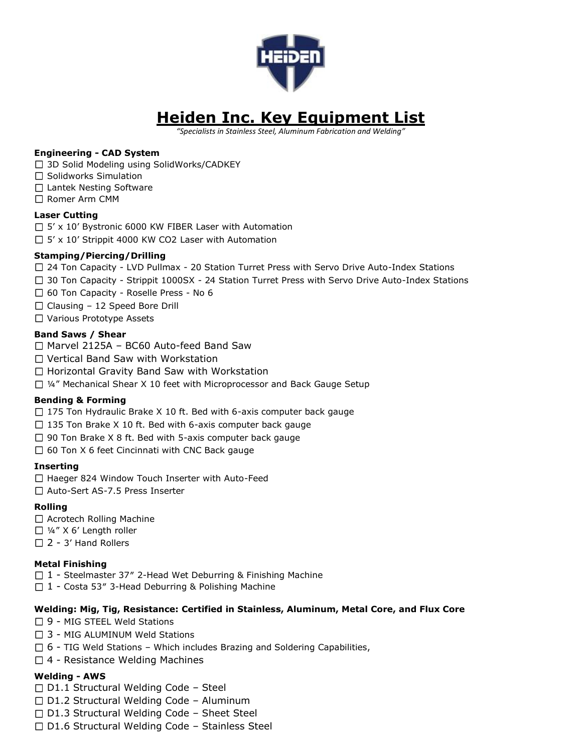# Heiden Inc. Key Equipment List

*"Specialists in Stainless Steel, Aluminum Fabrication and Welding"*

**Engineering - CAD System**

- ☐ 3D Solid Modeling using SolidWorks/CADKEY
- ☐ Solidworks Simulation
- ☐ Lantek Nesting Software
- ☐ Romer Arm CMM

**Laser Cutting**

- ☐ 5' x 10' Bystronic 6000 KW FIBER Laser with Automation
- ☐ 5' x 10' Strippit 4000 KW CO2 Laser with Automation

**Stamping/Piercing/Drilling**

- ☐ 24 Ton Capacity - LVD Pullmax - 20 Station Turret Press with Servo Drive Auto-Index Stations
- ☐ 30 Ton Capacity - Strippit 1000SX - 24 Station Turret Press with Servo Drive Auto-Index Stations
- ☐ 60 Ton Capacity - Roselle Press - No 6
- ☐ Clausing – 12 Speed Bore Drill
- ☐ Various Prototype Assets

**Band Saws / Shear**

- ☐ Marvel 2125A – BC60 Auto-feed Band Saw
- ☐ Vertical Band Saw with Workstation
- ☐ Horizontal Gravity Band Saw with Workstation
- ☐ ¼" Mechanical Shear X 10 feet with Microprocessor and Back Gauge Setup

**Bending & Forming**

- ☐ 175 Ton Hydraulic Brake X 10 ft. Bed with 6-axis computer back gauge
- ☐ 135 Ton Brake X 10 ft. Bed with 6-axis computer back gauge
- ☐ 90 Ton Brake X 8 ft. Bed with 5-axis computer back gauge
- ☐ 60 Ton X 6 feet Cincinnati with CNC Back gauge

**Inserting**

- ☐ Haeger 824 Window Touch Inserter with Auto-Feed
- ☐ Auto-Sert AS-7.5 Press Inserter

**Rolling**

- ☐ Acrotech Rolling Machine
- ☐ ¼" X 6' Length roller
- ☐ 2 - 3' Hand Rollers

**Metal Finishing**

- ☐ 1 - Steelmaster 37" 2-Head Wet Deburring & Finishing Machine
- ☐ 1 - Costa 53" 3-Head Deburring & Polishing Machine

**Welding: Mig, Tig, Resistance: Certified in Stainless, Aluminum, Metal Core, and Flux Core**

- ☐ 9 - MIG STEEL Weld Stations
- ☐ 3 - MIG ALUMINUM Weld Stations
- ☐ 6 - TIG Weld Stations – Which includes Brazing and Soldering Capabilities,
- ☐ 4 - Resistance Welding Machines

**Welding - AWS**

- ☐ D1.1 Structural Welding Code – Steel
- ☐ D1.2 Structural Welding Code – Aluminum
- ☐ D1.3 Structural Welding Code – Sheet Steel
- ☐ D1.6 Structural Welding Code – Stainless Steel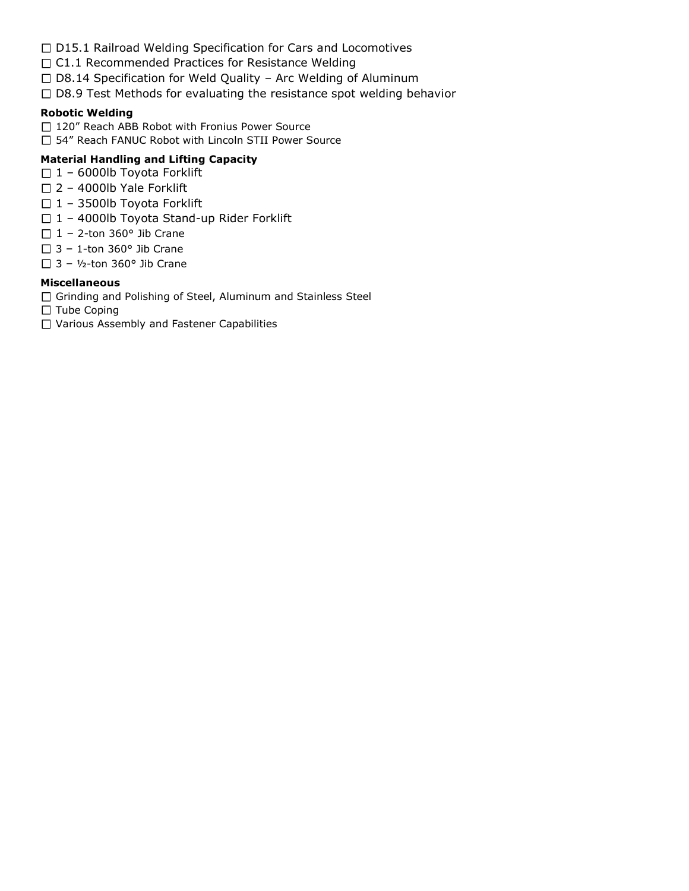- ☐ D15.1 Railroad Welding Specification for Cars and Locomotives
- ☐ C1.1 Recommended Practices for Resistance Welding
- ☐ D8.14 Specification for Weld Quality – Arc Welding of Aluminum
- ☐ D8.9 Test Methods for evaluating the resistance spot welding behavior

**Robotic Welding**

- ☐ 120” Reach ABB Robot with Fronius Power Source
- ☐ 54” Reach FANUC Robot with Lincoln STII Power Source

**Material Handling and Lifting Capacity**

- ☐ 1 – 6000lb Toyota Forklift
- ☐ 2 – 4000lb Yale Forklift
- ☐ 1 – 3500lb Toyota Forklift
- ☐ 1 – 4000lb Toyota Stand-up Rider Forklift
- ☐ 1 – 2-ton 360° Jib Crane
- ☐ 3 – 1-ton 360° Jib Crane
- ☐ 3 – ½-ton 360° Jib Crane

**Miscellaneous**

- ☐ Grinding and Polishing of Steel, Aluminum and Stainless Steel
- ☐ Tube Coping
- ☐ Various Assembly and Fastener Capabilities